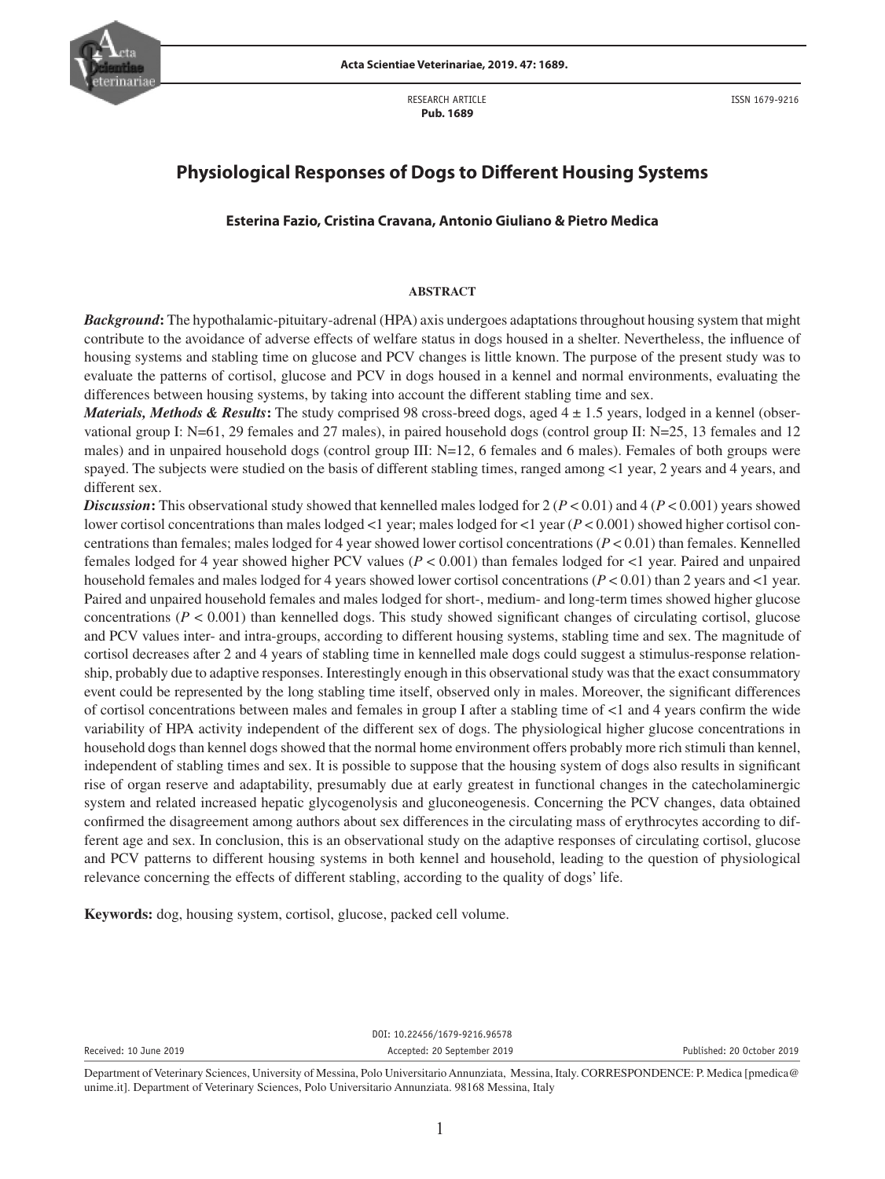RESEARCH ARTICLE
**Pub. 1689**

ISSN 1679-9216

# Physiological Responses of Dogs to Different Housing Systems

**Esterina Fazio, Cristina Cravana, Antonio Giuliano & Pietro Medica**

## ABSTRACT

***Background*:** The hypothalamic-pituitary-adrenal (HPA) axis undergoes adaptations throughout housing system that might contribute to the avoidance of adverse effects of welfare status in dogs housed in a shelter. Nevertheless, the influence of housing systems and stabling time on glucose and PCV changes is little known. The purpose of the present study was to evaluate the patterns of cortisol, glucose and PCV in dogs housed in a kennel and normal environments, evaluating the differences between housing systems, by taking into account the different stabling time and sex.

***Materials, Methods & Results*:** The study comprised 98 cross-breed dogs, aged 4 ± 1.5 years, lodged in a kennel (observational group I: N=61, 29 females and 27 males), in paired household dogs (control group II: N=25, 13 females and 12 males) and in unpaired household dogs (control group III: N=12, 6 females and 6 males). Females of both groups were spayed. The subjects were studied on the basis of different stabling times, ranged among <1 year, 2 years and 4 years, and different sex.

***Discussion*:** This observational study showed that kennelled males lodged for 2 ($P < 0.01$) and 4 ($P < 0.001$) years showed lower cortisol concentrations than males lodged <1 year; males lodged for <1 year ($P < 0.001$) showed higher cortisol concentrations than females; males lodged for 4 year showed lower cortisol concentrations ($P < 0.01$) than females. Kennelled females lodged for 4 year showed higher PCV values ($P < 0.001$) than females lodged for <1 year. Paired and unpaired household females and males lodged for 4 years showed lower cortisol concentrations ($P < 0.01$) than 2 years and <1 year. Paired and unpaired household females and males lodged for short-, medium- and long-term times showed higher glucose concentrations ($P < 0.001$) than kennelled dogs. This study showed significant changes of circulating cortisol, glucose and PCV values inter- and intra-groups, according to different housing systems, stabling time and sex. The magnitude of cortisol decreases after 2 and 4 years of stabling time in kennelled male dogs could suggest a stimulus-response relationship, probably due to adaptive responses. Interestingly enough in this observational study was that the exact consummatory event could be represented by the long stabling time itself, observed only in males. Moreover, the significant differences of cortisol concentrations between males and females in group I after a stabling time of <1 and 4 years confirm the wide variability of HPA activity independent of the different sex of dogs. The physiological higher glucose concentrations in household dogs than kennel dogs showed that the normal home environment offers probably more rich stimuli than kennel, independent of stabling times and sex. It is possible to suppose that the housing system of dogs also results in significant rise of organ reserve and adaptability, presumably due at early greatest in functional changes in the catecholaminergic system and related increased hepatic glycogenolysis and gluconeogenesis. Concerning the PCV changes, data obtained confirmed the disagreement among authors about sex differences in the circulating mass of erythrocytes according to different age and sex. In conclusion, this is an observational study on the adaptive responses of circulating cortisol, glucose and PCV patterns to different housing systems in both kennel and household, leading to the question of physiological relevance concerning the effects of different stabling, according to the quality of dogs' life.

**Keywords:** dog, housing system, cortisol, glucose, packed cell volume.

DOI: 10.22456/1679-9216.96578

Received: 10 June 2019 | Accepted: 20 September 2019 | Published: 20 October 2019

Department of Veterinary Sciences, University of Messina, Polo Universitario Annunziata, Messina, Italy. CORRESPONDENCE: P. Medica [pmedica@unime.it]. Department of Veterinary Sciences, Polo Universitario Annunziata. 98168 Messina, Italy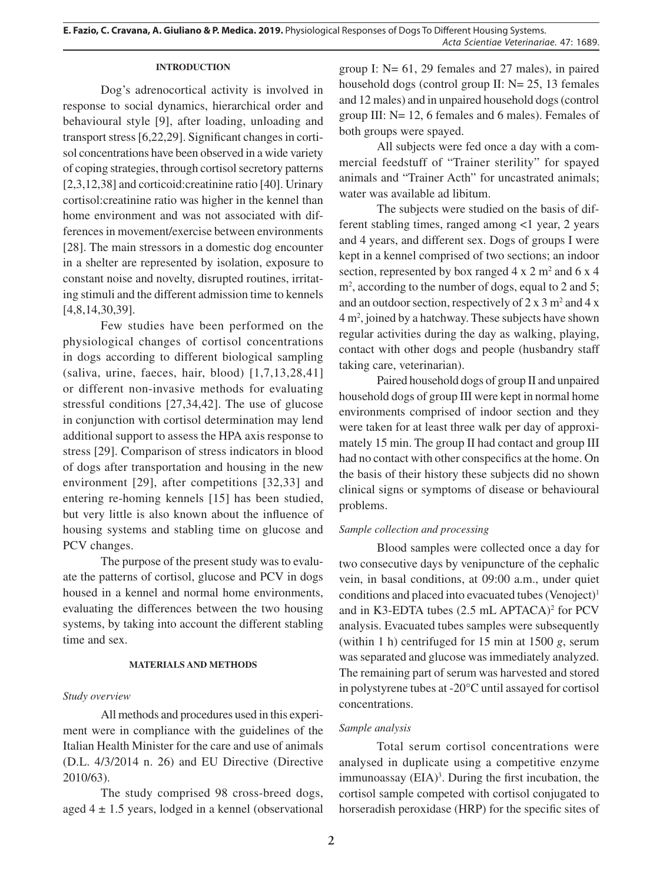## INTRODUCTION

Dog's adrenocortical activity is involved in response to social dynamics, hierarchical order and behavioural style [9], after loading, unloading and transport stress [6,22,29]. Significant changes in cortisol concentrations have been observed in a wide variety of coping strategies, through cortisol secretory patterns [2,3,12,38] and corticoid:creatinine ratio [40]. Urinary cortisol:creatinine ratio was higher in the kennel than home environment and was not associated with differences in movement/exercise between environments [28]. The main stressors in a domestic dog encounter in a shelter are represented by isolation, exposure to constant noise and novelty, disrupted routines, irritating stimuli and the different admission time to kennels [4,8,14,30,39].

Few studies have been performed on the physiological changes of cortisol concentrations in dogs according to different biological sampling (saliva, urine, faeces, hair, blood) [1,7,13,28,41] or different non-invasive methods for evaluating stressful conditions [27,34,42]. The use of glucose in conjunction with cortisol determination may lend additional support to assess the HPA axis response to stress [29]. Comparison of stress indicators in blood of dogs after transportation and housing in the new environment [29], after competitions [32,33] and entering re-homing kennels [15] has been studied, but very little is also known about the influence of housing systems and stabling time on glucose and PCV changes.

The purpose of the present study was to evaluate the patterns of cortisol, glucose and PCV in dogs housed in a kennel and normal home environments, evaluating the differences between the two housing systems, by taking into account the different stabling time and sex.

## MATERIALS AND METHODS

### *Study overview*

All methods and procedures used in this experiment were in compliance with the guidelines of the Italian Health Minister for the care and use of animals (D.L. 4/3/2014 n. 26) and EU Directive (Directive 2010/63).

The study comprised 98 cross-breed dogs, aged 4 ± 1.5 years, lodged in a kennel (observational group I: N= 61, 29 females and 27 males), in paired household dogs (control group II: N= 25, 13 females and 12 males) and in unpaired household dogs (control group III: N= 12, 6 females and 6 males). Females of both groups were spayed.

All subjects were fed once a day with a commercial feedstuff of "Trainer sterility" for spayed animals and "Trainer Acth" for uncastrated animals; water was available ad libitum.

The subjects were studied on the basis of different stabling times, ranged among <1 year, 2 years and 4 years, and different sex. Dogs of groups I were kept in a kennel comprised of two sections; an indoor section, represented by box ranged 4 x 2 $m^2$ and 6 x 4 $m^2$, according to the number of dogs, equal to 2 and 5; and an outdoor section, respectively of 2 x 3 $m^2$ and 4 x 4 $m^2$, joined by a hatchway. These subjects have shown regular activities during the day as walking, playing, contact with other dogs and people (husbandry staff taking care, veterinarian).

Paired household dogs of group II and unpaired household dogs of group III were kept in normal home environments comprised of indoor section and they were taken for at least three walk per day of approximately 15 min. The group II had contact and group III had no contact with other conspecifics at the home. On the basis of their history these subjects did no shown clinical signs or symptoms of disease or behavioural problems.

### *Sample collection and processing*

Blood samples were collected once a day for two consecutive days by venipuncture of the cephalic vein, in basal conditions, at 09:00 a.m., under quiet conditions and placed into evacuated tubes (Venoject)[1] and in K3-EDTA tubes (2.5 mL APTACA)[2] for PCV analysis. Evacuated tubes samples were subsequently (within 1 h) centrifuged for 15 min at 1500 *g*, serum was separated and glucose was immediately analyzed. The remaining part of serum was harvested and stored in polystyrene tubes at -20°C until assayed for cortisol concentrations.

### *Sample analysis*

Total serum cortisol concentrations were analysed in duplicate using a competitive enzyme immunoassay (EIA)[3]. During the first incubation, the cortisol sample competed with cortisol conjugated to horseradish peroxidase (HRP) for the specific sites of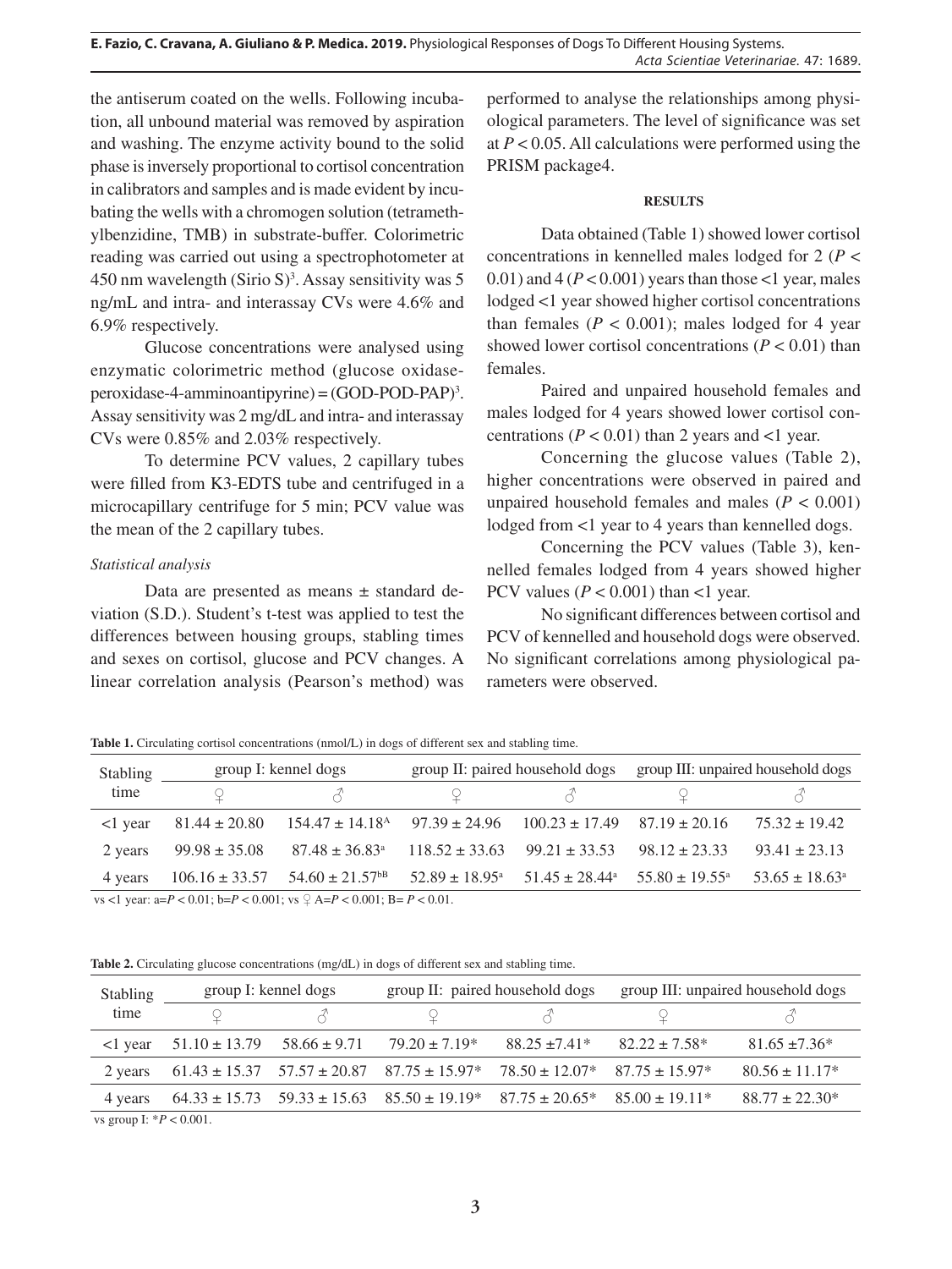the antiserum coated on the wells. Following incubation, all unbound material was removed by aspiration and washing. The enzyme activity bound to the solid phase is inversely proportional to cortisol concentration in calibrators and samples and is made evident by incubating the wells with a chromogen solution (tetramethylbenzidine, TMB) in substrate-buffer. Colorimetric reading was carried out using a spectrophotometer at 450 nm wavelength (Sirio S)[3]. Assay sensitivity was 5 ng/mL and intra- and interassay CVs were 4.6% and 6.9% respectively.

Glucose concentrations were analysed using enzymatic colorimetric method (glucose oxidase-peroxidase-4-amminoantipyrine) = (GOD-POD-PAP)[3]. Assay sensitivity was 2 mg/dL and intra- and interassay CVs were 0.85% and 2.03% respectively.

To determine PCV values, 2 capillary tubes were filled from K3-EDTS tube and centrifuged in a microcapillary centrifuge for 5 min; PCV value was the mean of the 2 capillary tubes.

*Statistical analysis*

Data are presented as means ± standard deviation (S.D.). Student's t-test was applied to test the differences between housing groups, stabling times and sexes on cortisol, glucose and PCV changes. A linear correlation analysis (Pearson's method) was performed to analyse the relationships among physiological parameters. The level of significance was set at $P < 0.05$. All calculations were performed using the PRISM package4.

## RESULTS

Data obtained (Table 1) showed lower cortisol concentrations in kennelled males lodged for 2 ($P < 0.01$) and 4 ($P < 0.001$) years than those <1 year, males lodged <1 year showed higher cortisol concentrations than females ($P < 0.001$); males lodged for 4 year showed lower cortisol concentrations ($P < 0.01$) than females.

Paired and unpaired household females and males lodged for 4 years showed lower cortisol concentrations ($P < 0.01$) than 2 years and <1 year.

Concerning the glucose values (Table 2), higher concentrations were observed in paired and unpaired household females and males ($P < 0.001$) lodged from <1 year to 4 years than kennelled dogs.

Concerning the PCV values (Table 3), kennelled females lodged from 4 years showed higher PCV values ($P < 0.001$) than <1 year.

No significant differences between cortisol and PCV of kennelled and household dogs were observed. No significant correlations among physiological parameters were observed.

**Table 1.** Circulating cortisol concentrations (nmol/L) in dogs of different sex and stabling time.

| Stabling time | group I: kennel dogs | | group II: paired household dogs | | group III: unpaired household dogs | |
|---|---|---|---|---|---|---|
| | ♀ | ♂ | ♀ | ♂ | ♀ | ♂ |
| <1 year | 81.44 ± 20.80 | 154.47 ± 14.18[A] | 97.39 ± 24.96 | 100.23 ± 17.49 | 87.19 ± 20.16 | 75.32 ± 19.42 |
| 2 years | 99.98 ± 35.08 | 87.48 ± 36.83[a] | 118.52 ± 33.63 | 99.21 ± 33.53 | 98.12 ± 23.33 | 93.41 ± 23.13 |
| 4 years | 106.16 ± 33.57 | 54.60 ± 21.57[bB] | 52.89 ± 18.95[a] | 51.45 ± 28.44[a] | 55.80 ± 19.55[a] | 53.65 ± 18.63[a] |

vs <1 year: a=$P < 0.01$; b=$P < 0.001$; vs ♀ A=$P < 0.001$; B= $P < 0.01$.

**Table 2.** Circulating glucose concentrations (mg/dL) in dogs of different sex and stabling time.

| Stabling time | group I: kennel dogs | | group II: paired household dogs | | group III: unpaired household dogs | |
|---|---|---|---|---|---|---|
| | ♀ | ♂ | ♀ | ♂ | ♀ | ♂ |
| <1 year | 51.10 ± 13.79 | 58.66 ± 9.71 | 79.20 ± 7.19* | 88.25 ±7.41* | 82.22 ± 7.58* | 81.65 ±7.36* |
| 2 years | 61.43 ± 15.37 | 57.57 ± 20.87 | 87.75 ± 15.97* | 78.50 ± 12.07* | 87.75 ± 15.97* | 80.56 ± 11.17* |
| 4 years | 64.33 ± 15.73 | 59.33 ± 15.63 | 85.50 ± 19.19* | 87.75 ± 20.65* | 85.00 ± 19.11* | 88.77 ± 22.30* |

vs group I: *$P < 0.001$.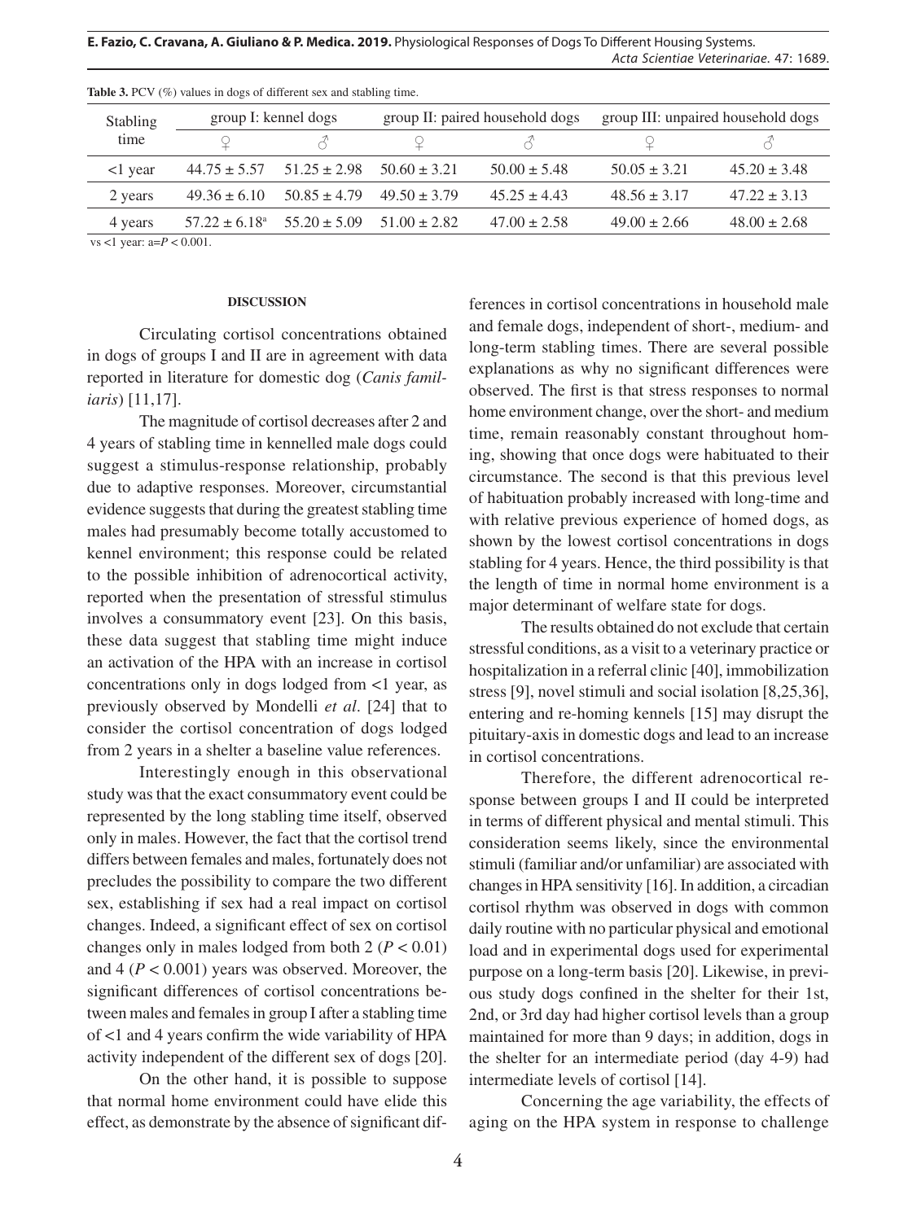**Table 3.** PCV (%) values in dogs of different sex and stabling time.

| Stabling time | group I: kennel dogs | | group II: paired household dogs | | group III: unpaired household dogs | |
|---|---|---|---|---|---|---|
| | ♀ | ♂ | ♀ | ♂ | ♀ | ♂ |
| <1 year | 44.75 ± 5.57 | 51.25 ± 2.98 | 50.60 ± 3.21 | 50.00 ± 5.48 | 50.05 ± 3.21 | 45.20 ± 3.48 |
| 2 years | 49.36 ± 6.10 | 50.85 ± 4.79 | 49.50 ± 3.79 | 45.25 ± 4.43 | 48.56 ± 3.17 | 47.22 ± 3.13 |
| 4 years | 57.22 ± 6.18[a] | 55.20 ± 5.09 | 51.00 ± 2.82 | 47.00 ± 2.58 | 49.00 ± 2.66 | 48.00 ± 2.68 |

vs <1 year: a=$P < 0.001$.

## DISCUSSION

Circulating cortisol concentrations obtained in dogs of groups I and II are in agreement with data reported in literature for domestic dog (*Canis familiaris*) [11,17].

The magnitude of cortisol decreases after 2 and 4 years of stabling time in kennelled male dogs could suggest a stimulus-response relationship, probably due to adaptive responses. Moreover, circumstantial evidence suggests that during the greatest stabling time males had presumably become totally accustomed to kennel environment; this response could be related to the possible inhibition of adrenocortical activity, reported when the presentation of stressful stimulus involves a consummatory event [23]. On this basis, these data suggest that stabling time might induce an activation of the HPA with an increase in cortisol concentrations only in dogs lodged from <1 year, as previously observed by Mondelli *et al*. [24] that to consider the cortisol concentration of dogs lodged from 2 years in a shelter a baseline value references.

Interestingly enough in this observational study was that the exact consummatory event could be represented by the long stabling time itself, observed only in males. However, the fact that the cortisol trend differs between females and males, fortunately does not precludes the possibility to compare the two different sex, establishing if sex had a real impact on cortisol changes. Indeed, a significant effect of sex on cortisol changes only in males lodged from both 2 ($P < 0.01$) and 4 ($P < 0.001$) years was observed. Moreover, the significant differences of cortisol concentrations between males and females in group I after a stabling time of <1 and 4 years confirm the wide variability of HPA activity independent of the different sex of dogs [20].

On the other hand, it is possible to suppose that normal home environment could have elide this effect, as demonstrate by the absence of significant differences in cortisol concentrations in household male and female dogs, independent of short-, medium- and long-term stabling times. There are several possible explanations as why no significant differences were observed. The first is that stress responses to normal home environment change, over the short- and medium time, remain reasonably constant throughout homing, showing that once dogs were habituated to their circumstance. The second is that this previous level of habituation probably increased with long-time and with relative previous experience of homed dogs, as shown by the lowest cortisol concentrations in dogs stabling for 4 years. Hence, the third possibility is that the length of time in normal home environment is a major determinant of welfare state for dogs.

The results obtained do not exclude that certain stressful conditions, as a visit to a veterinary practice or hospitalization in a referral clinic [40], immobilization stress [9], novel stimuli and social isolation [8,25,36], entering and re-homing kennels [15] may disrupt the pituitary-axis in domestic dogs and lead to an increase in cortisol concentrations.

Therefore, the different adrenocortical response between groups I and II could be interpreted in terms of different physical and mental stimuli. This consideration seems likely, since the environmental stimuli (familiar and/or unfamiliar) are associated with changes in HPA sensitivity [16]. In addition, a circadian cortisol rhythm was observed in dogs with common daily routine with no particular physical and emotional load and in experimental dogs used for experimental purpose on a long-term basis [20]. Likewise, in previous study dogs confined in the shelter for their 1st, 2nd, or 3rd day had higher cortisol levels than a group maintained for more than 9 days; in addition, dogs in the shelter for an intermediate period (day 4-9) had intermediate levels of cortisol [14].

Concerning the age variability, the effects of aging on the HPA system in response to challenge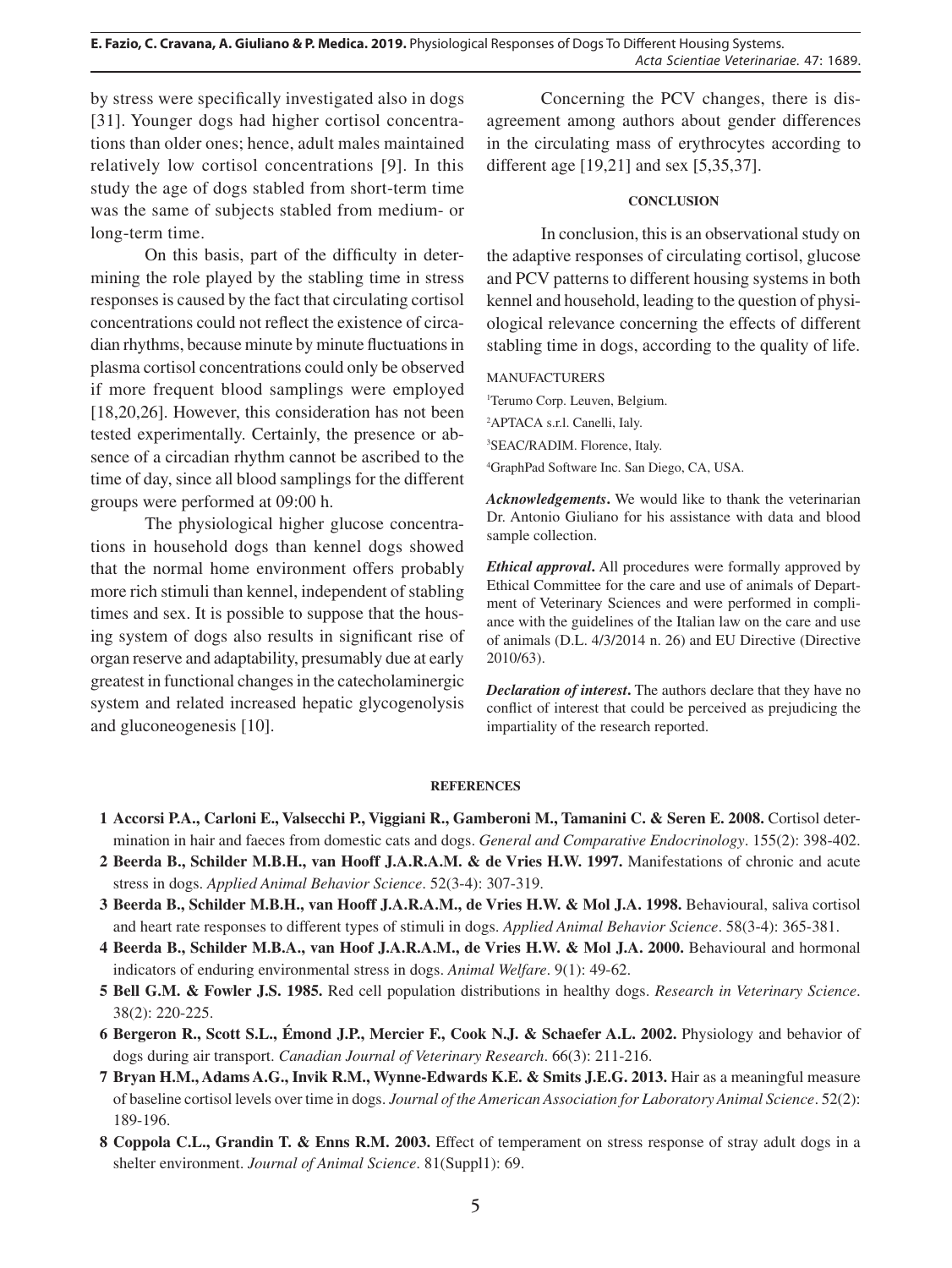by stress were specifically investigated also in dogs [31]. Younger dogs had higher cortisol concentrations than older ones; hence, adult males maintained relatively low cortisol concentrations [9]. In this study the age of dogs stabled from short-term time was the same of subjects stabled from medium- or long-term time.

On this basis, part of the difficulty in determining the role played by the stabling time in stress responses is caused by the fact that circulating cortisol concentrations could not reflect the existence of circadian rhythms, because minute by minute fluctuations in plasma cortisol concentrations could only be observed if more frequent blood samplings were employed [18,20,26]. However, this consideration has not been tested experimentally. Certainly, the presence or absence of a circadian rhythm cannot be ascribed to the time of day, since all blood samplings for the different groups were performed at 09:00 h.

The physiological higher glucose concentrations in household dogs than kennel dogs showed that the normal home environment offers probably more rich stimuli than kennel, independent of stabling times and sex. It is possible to suppose that the housing system of dogs also results in significant rise of organ reserve and adaptability, presumably due at early greatest in functional changes in the catecholaminergic system and related increased hepatic glycogenolysis and gluconeogenesis [10].

Concerning the PCV changes, there is disagreement among authors about gender differences in the circulating mass of erythrocytes according to different age [19,21] and sex [5,35,37].

## CONCLUSION

In conclusion, this is an observational study on the adaptive responses of circulating cortisol, glucose and PCV patterns to different housing systems in both kennel and household, leading to the question of physiological relevance concerning the effects of different stabling time in dogs, according to the quality of life.

MANUFACTURERS

[1]Terumo Corp. Leuven, Belgium.

[2]APTACA s.r.l. Canelli, Ialy.

[3]SEAC/RADIM. Florence, Italy.

[4]GraphPad Software Inc. San Diego, CA, USA.

***Acknowledgements*.** We would like to thank the veterinarian Dr. Antonio Giuliano for his assistance with data and blood sample collection.

***Ethical approval*.** All procedures were formally approved by Ethical Committee for the care and use of animals of Department of Veterinary Sciences and were performed in compliance with the guidelines of the Italian law on the care and use of animals (D.L. 4/3/2014 n. 26) and EU Directive (Directive 2010/63).

***Declaration of interest*.** The authors declare that they have no conflict of interest that could be perceived as prejudicing the impartiality of the research reported.

## REFERENCES

1 **Accorsi P.A., Carloni E., Valsecchi P., Viggiani R., Gamberoni M., Tamanini C. & Seren E. 2008.** Cortisol determination in hair and faeces from domestic cats and dogs. *General and Comparative Endocrinology*. 155(2): 398-402.

2 **Beerda B., Schilder M.B.H., van Hooff J.A.R.A.M. & de Vries H.W. 1997.** Manifestations of chronic and acute stress in dogs. *Applied Animal Behavior Science*. 52(3-4): 307-319.

3 **Beerda B., Schilder M.B.H., van Hooff J.A.R.A.M., de Vries H.W. & Mol J.A. 1998.** Behavioural, saliva cortisol and heart rate responses to different types of stimuli in dogs. *Applied Animal Behavior Science*. 58(3-4): 365-381.

4 **Beerda B., Schilder M.B.A., van Hoof J.A.R.A.M., de Vries H.W. & Mol J.A. 2000.** Behavioural and hormonal indicators of enduring environmental stress in dogs. *Animal Welfare*. 9(1): 49-62.

5 **Bell G.M. & Fowler J.S. 1985.** Red cell population distributions in healthy dogs. *Research in Veterinary Science*. 38(2): 220-225.

6 **Bergeron R., Scott S.L., Émond J.P., Mercier F., Cook N.J. & Schaefer A.L. 2002.** Physiology and behavior of dogs during air transport. *Canadian Journal of Veterinary Research*. 66(3): 211-216.

7 **Bryan H.M., Adams A.G., Invik R.M., Wynne-Edwards K.E. & Smits J.E.G. 2013.** Hair as a meaningful measure of baseline cortisol levels over time in dogs. *Journal of the American Association for Laboratory Animal Science*. 52(2): 189-196.

8 **Coppola C.L., Grandin T. & Enns R.M. 2003.** Effect of temperament on stress response of stray adult dogs in a shelter environment. *Journal of Animal Science*. 81(Suppl1): 69.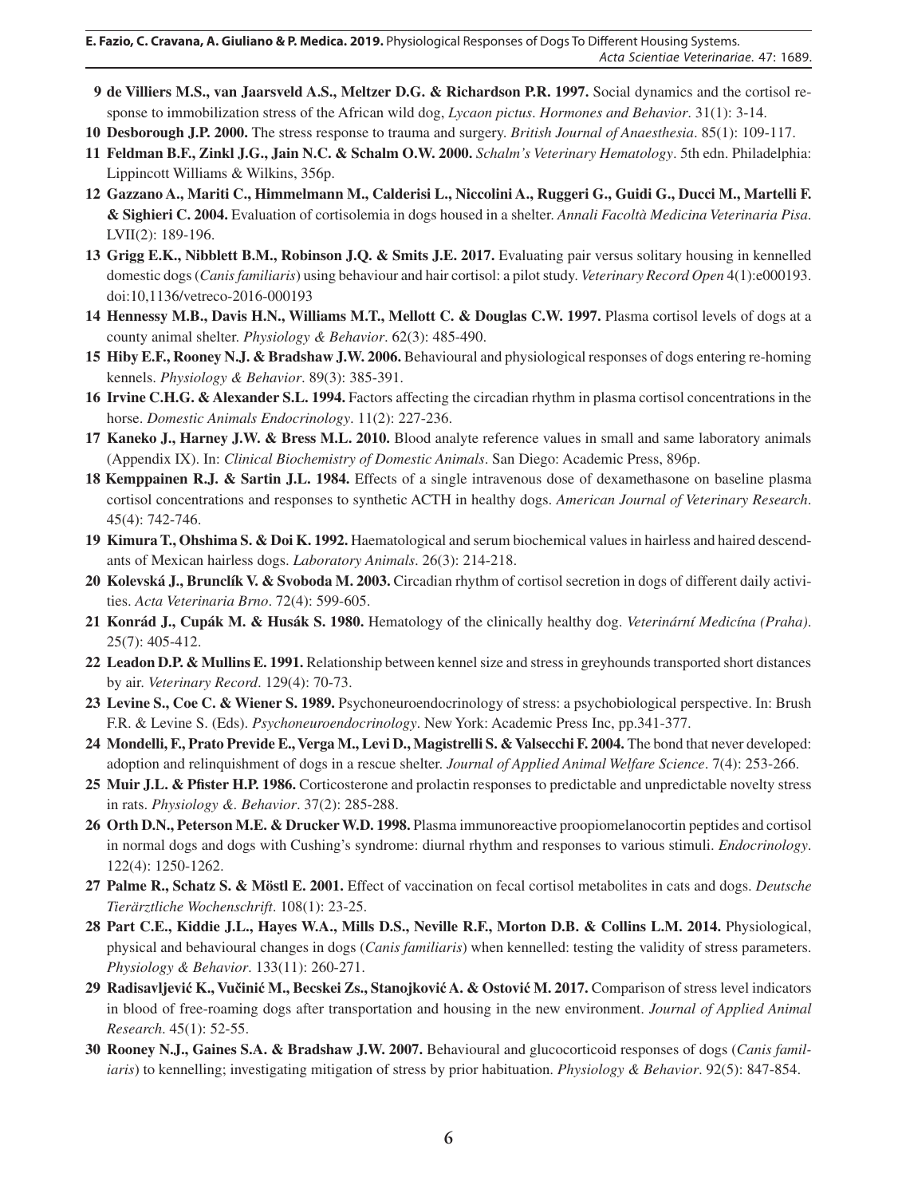**9** **de Villiers M.S., van Jaarsveld A.S., Meltzer D.G. & Richardson P.R. 1997.** Social dynamics and the cortisol response to immobilization stress of the African wild dog, *Lycaon pictus*. *Hormones and Behavior*. 31(1): 3-14.

**10** **Desborough J.P. 2000.** The stress response to trauma and surgery. *British Journal of Anaesthesia*. 85(1): 109-117.

**11** **Feldman B.F., Zinkl J.G., Jain N.C. & Schalm O.W. 2000.** *Schalm's Veterinary Hematology*. 5th edn. Philadelphia: Lippincott Williams & Wilkins, 356p.

**12** **Gazzano A., Mariti C., Himmelmann M., Calderisi L., Niccolini A., Ruggeri G., Guidi G., Ducci M., Martelli F. & Sighieri C. 2004.** Evaluation of cortisolemia in dogs housed in a shelter. *Annali Facoltà Medicina Veterinaria Pisa*. LVII(2): 189-196.

**13** **Grigg E.K., Nibblett B.M., Robinson J.Q. & Smits J.E. 2017.** Evaluating pair versus solitary housing in kennelled domestic dogs (*Canis familiaris*) using behaviour and hair cortisol: a pilot study. *Veterinary Record Open* 4(1):e000193. doi:10,1136/vetreco-2016-000193

**14** **Hennessy M.B., Davis H.N., Williams M.T., Mellott C. & Douglas C.W. 1997.** Plasma cortisol levels of dogs at a county animal shelter. *Physiology & Behavior*. 62(3): 485-490.

**15** **Hiby E.F., Rooney N.J. & Bradshaw J.W. 2006.** Behavioural and physiological responses of dogs entering re-homing kennels. *Physiology & Behavior*. 89(3): 385-391.

**16** **Irvine C.H.G. & Alexander S.L. 1994.** Factors affecting the circadian rhythm in plasma cortisol concentrations in the horse. *Domestic Animals Endocrinology*. 11(2): 227-236.

**17** **Kaneko J., Harney J.W. & Bress M.L. 2010.** Blood analyte reference values in small and same laboratory animals (Appendix IX). In: *Clinical Biochemistry of Domestic Animals*. San Diego: Academic Press, 896p.

**18** **Kemppainen R.J. & Sartin J.L. 1984.** Effects of a single intravenous dose of dexamethasone on baseline plasma cortisol concentrations and responses to synthetic ACTH in healthy dogs. *American Journal of Veterinary Research*. 45(4): 742-746.

**19** **Kimura T., Ohshima S. & Doi K. 1992.** Haematological and serum biochemical values in hairless and haired descendants of Mexican hairless dogs. *Laboratory Animals*. 26(3): 214-218.

**20** **Kolevská J., Brunclík V. & Svoboda M. 2003.** Circadian rhythm of cortisol secretion in dogs of different daily activities. *Acta Veterinaria Brno*. 72(4): 599-605.

**21** **Konrád J., Cupák M. & Husák S. 1980.** Hematology of the clinically healthy dog. *Veterinární Medicína (Praha)*. 25(7): 405-412.

**22** **Leadon D.P. & Mullins E. 1991.** Relationship between kennel size and stress in greyhounds transported short distances by air. *Veterinary Record*. 129(4): 70-73.

**23** **Levine S., Coe C. & Wiener S. 1989.** Psychoneuroendocrinology of stress: a psychobiological perspective. In: Brush F.R. & Levine S. (Eds). *Psychoneuroendocrinology*. New York: Academic Press Inc, pp.341-377.

**24** **Mondelli, F., Prato Previde E., Verga M., Levi D., Magistrelli S. & Valsecchi F. 2004.** The bond that never developed: adoption and relinquishment of dogs in a rescue shelter. *Journal of Applied Animal Welfare Science*. 7(4): 253-266.

**25** **Muir J.L. & Pfister H.P. 1986.** Corticosterone and prolactin responses to predictable and unpredictable novelty stress in rats. *Physiology &. Behavior*. 37(2): 285-288.

**26** **Orth D.N., Peterson M.E. & Drucker W.D. 1998.** Plasma immunoreactive proopiomelanocortin peptides and cortisol in normal dogs and dogs with Cushing's syndrome: diurnal rhythm and responses to various stimuli. *Endocrinology*. 122(4): 1250-1262.

**27** **Palme R., Schatz S. & Möstl E. 2001.** Effect of vaccination on fecal cortisol metabolites in cats and dogs. *Deutsche Tierärztliche Wochenschrift*. 108(1): 23-25.

**28** **Part C.E., Kiddie J.L., Hayes W.A., Mills D.S., Neville R.F., Morton D.B. & Collins L.M. 2014.** Physiological, physical and behavioural changes in dogs (*Canis familiaris*) when kennelled: testing the validity of stress parameters. *Physiology & Behavior*. 133(11): 260-271.

**29** **Radisavljević K., Vučinić M., Becskei Zs., Stanojković A. & Ostović M. 2017.** Comparison of stress level indicators in blood of free-roaming dogs after transportation and housing in the new environment. *Journal of Applied Animal Research*. 45(1): 52-55.

**30** **Rooney N.J., Gaines S.A. & Bradshaw J.W. 2007.** Behavioural and glucocorticoid responses of dogs (*Canis familiaris*) to kennelling; investigating mitigation of stress by prior habituation. *Physiology & Behavior*. 92(5): 847-854.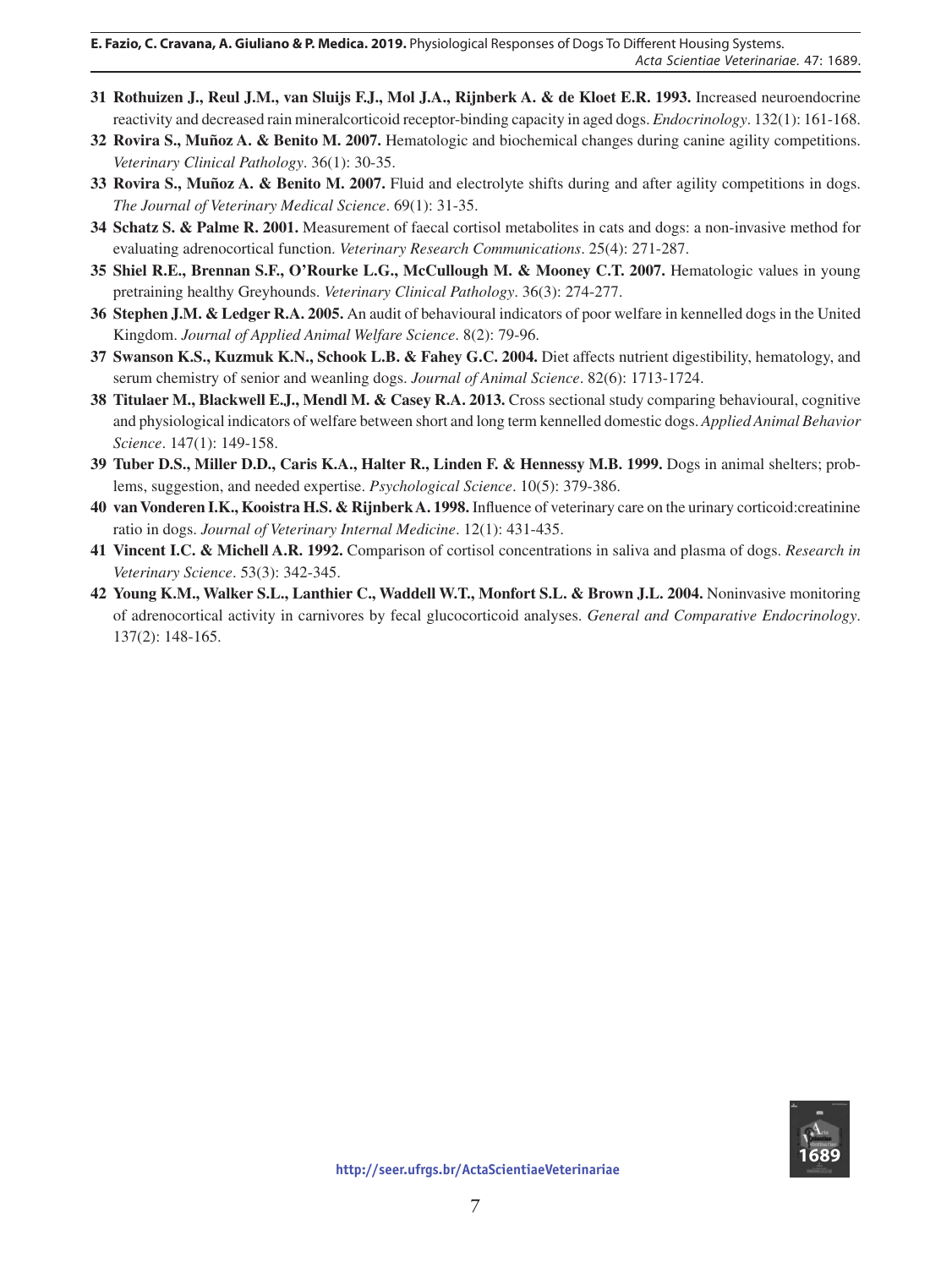**31** **Rothuizen J., Reul J.M., van Sluijs F.J., Mol J.A., Rijnberk A. & de Kloet E.R. 1993.** Increased neuroendocrine reactivity and decreased rain mineralcorticoid receptor-binding capacity in aged dogs. *Endocrinology*. 132(1): 161-168.

**32** **Rovira S., Muñoz A. & Benito M. 2007.** Hematologic and biochemical changes during canine agility competitions. *Veterinary Clinical Pathology*. 36(1): 30-35.

**33** **Rovira S., Muñoz A. & Benito M. 2007.** Fluid and electrolyte shifts during and after agility competitions in dogs. *The Journal of Veterinary Medical Science*. 69(1): 31-35.

**34** **Schatz S. & Palme R. 2001.** Measurement of faecal cortisol metabolites in cats and dogs: a non-invasive method for evaluating adrenocortical function. *Veterinary Research Communications*. 25(4): 271-287.

**35** **Shiel R.E., Brennan S.F., O'Rourke L.G., McCullough M. & Mooney C.T. 2007.** Hematologic values in young pretraining healthy Greyhounds. *Veterinary Clinical Pathology*. 36(3): 274-277.

**36** **Stephen J.M. & Ledger R.A. 2005.** An audit of behavioural indicators of poor welfare in kennelled dogs in the United Kingdom. *Journal of Applied Animal Welfare Science*. 8(2): 79-96.

**37** **Swanson K.S., Kuzmuk K.N., Schook L.B. & Fahey G.C. 2004.** Diet affects nutrient digestibility, hematology, and serum chemistry of senior and weanling dogs. *Journal of Animal Science*. 82(6): 1713-1724.

**38** **Titulaer M., Blackwell E.J., Mendl M. & Casey R.A. 2013.** Cross sectional study comparing behavioural, cognitive and physiological indicators of welfare between short and long term kennelled domestic dogs. *Applied Animal Behavior Science*. 147(1): 149-158.

**39** **Tuber D.S., Miller D.D., Caris K.A., Halter R., Linden F. & Hennessy M.B. 1999.** Dogs in animal shelters; problems, suggestion, and needed expertise. *Psychological Science*. 10(5): 379-386.

**40** **van Vonderen I.K., Kooistra H.S. & Rijnberk A. 1998.** Influence of veterinary care on the urinary corticoid:creatinine ratio in dogs. *Journal of Veterinary Internal Medicine*. 12(1): 431-435.

**41** **Vincent I.C. & Michell A.R. 1992.** Comparison of cortisol concentrations in saliva and plasma of dogs. *Research in Veterinary Science*. 53(3): 342-345.

**42** **Young K.M., Walker S.L., Lanthier C., Waddell W.T., Monfort S.L. & Brown J.L. 2004.** Noninvasive monitoring of adrenocortical activity in carnivores by fecal glucocorticoid analyses. *General and Comparative Endocrinology*. 137(2): 148-165.